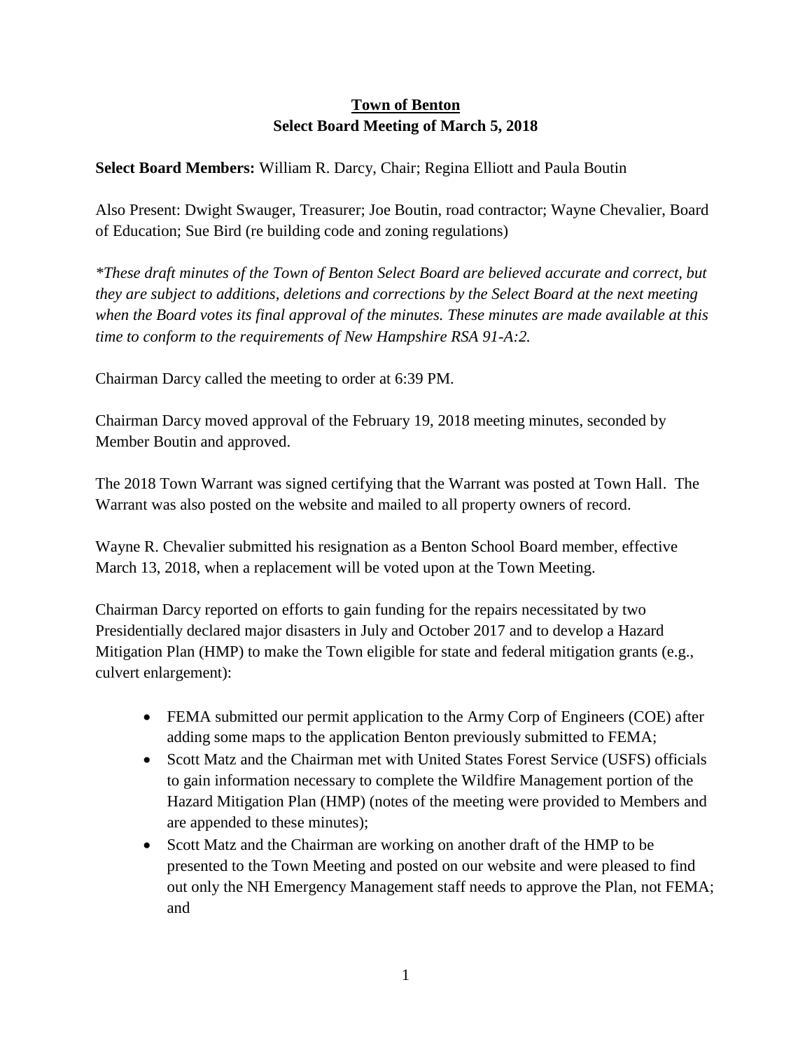# Town of Benton

## Select Board Meeting of March 5, 2018

**Select Board Members:** William R. Darcy, Chair; Regina Elliott and Paula Boutin

Also Present: Dwight Swauger, Treasurer; Joe Boutin, road contractor; Wayne Chevalier, Board of Education; Sue Bird (re building code and zoning regulations)

*\*These draft minutes of the Town of Benton Select Board are believed accurate and correct, but they are subject to additions, deletions and corrections by the Select Board at the next meeting when the Board votes its final approval of the minutes. These minutes are made available at this time to conform to the requirements of New Hampshire RSA 91-A:2.*

Chairman Darcy called the meeting to order at 6:39 PM.

Chairman Darcy moved approval of the February 19, 2018 meeting minutes, seconded by Member Boutin and approved.

The 2018 Town Warrant was signed certifying that the Warrant was posted at Town Hall. The Warrant was also posted on the website and mailed to all property owners of record.

Wayne R. Chevalier submitted his resignation as a Benton School Board member, effective March 13, 2018, when a replacement will be voted upon at the Town Meeting.

Chairman Darcy reported on efforts to gain funding for the repairs necessitated by two Presidentially declared major disasters in July and October 2017 and to develop a Hazard Mitigation Plan (HMP) to make the Town eligible for state and federal mitigation grants (e.g., culvert enlargement):

- FEMA submitted our permit application to the Army Corp of Engineers (COE) after adding some maps to the application Benton previously submitted to FEMA;
- Scott Matz and the Chairman met with United States Forest Service (USFS) officials to gain information necessary to complete the Wildfire Management portion of the Hazard Mitigation Plan (HMP) (notes of the meeting were provided to Members and are appended to these minutes);
- Scott Matz and the Chairman are working on another draft of the HMP to be presented to the Town Meeting and posted on our website and were pleased to find out only the NH Emergency Management staff needs to approve the Plan, not FEMA; and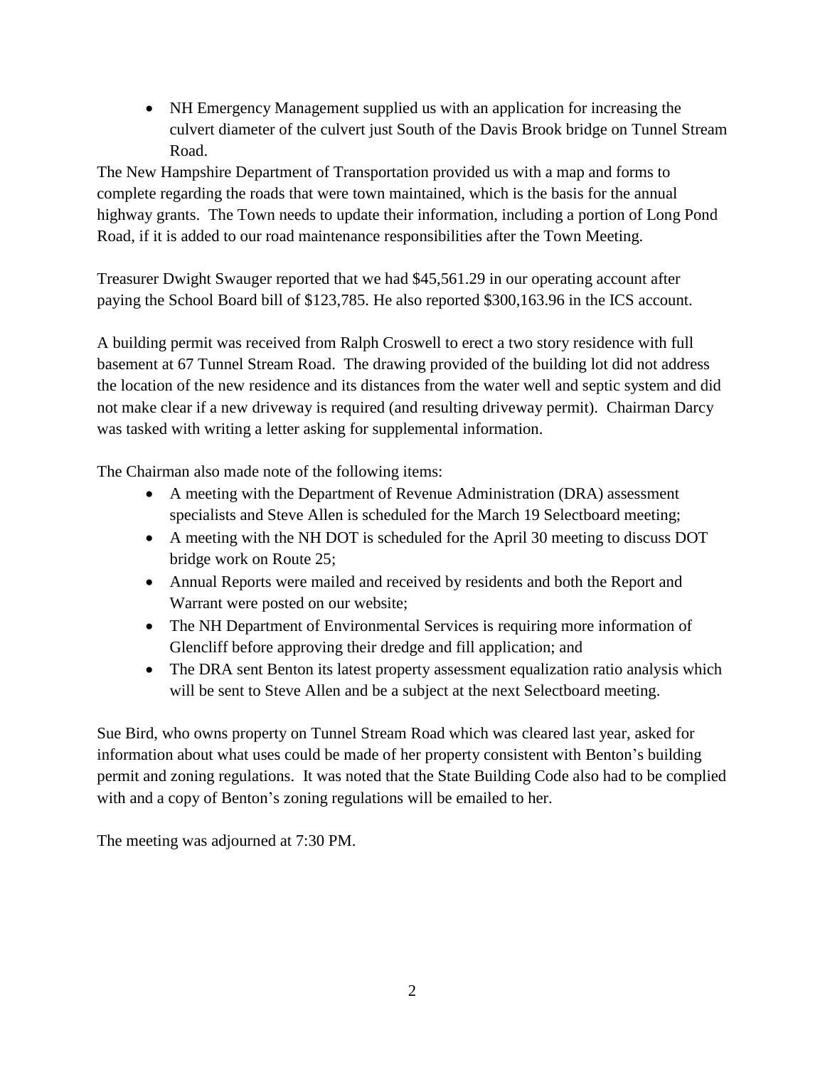- NH Emergency Management supplied us with an application for increasing the culvert diameter of the culvert just South of the Davis Brook bridge on Tunnel Stream Road.

The New Hampshire Department of Transportation provided us with a map and forms to complete regarding the roads that were town maintained, which is the basis for the annual highway grants. The Town needs to update their information, including a portion of Long Pond Road, if it is added to our road maintenance responsibilities after the Town Meeting.

Treasurer Dwight Swauger reported that we had $45,561.29 in our operating account after paying the School Board bill of $123,785. He also reported $300,163.96 in the ICS account.

A building permit was received from Ralph Croswell to erect a two story residence with full basement at 67 Tunnel Stream Road. The drawing provided of the building lot did not address the location of the new residence and its distances from the water well and septic system and did not make clear if a new driveway is required (and resulting driveway permit). Chairman Darcy was tasked with writing a letter asking for supplemental information.

The Chairman also made note of the following items:

- A meeting with the Department of Revenue Administration (DRA) assessment specialists and Steve Allen is scheduled for the March 19 Selectboard meeting;
- A meeting with the NH DOT is scheduled for the April 30 meeting to discuss DOT bridge work on Route 25;
- Annual Reports were mailed and received by residents and both the Report and Warrant were posted on our website;
- The NH Department of Environmental Services is requiring more information of Glencliff before approving their dredge and fill application; and
- The DRA sent Benton its latest property assessment equalization ratio analysis which will be sent to Steve Allen and be a subject at the next Selectboard meeting.

Sue Bird, who owns property on Tunnel Stream Road which was cleared last year, asked for information about what uses could be made of her property consistent with Benton's building permit and zoning regulations. It was noted that the State Building Code also had to be complied with and a copy of Benton's zoning regulations will be emailed to her.

The meeting was adjourned at 7:30 PM.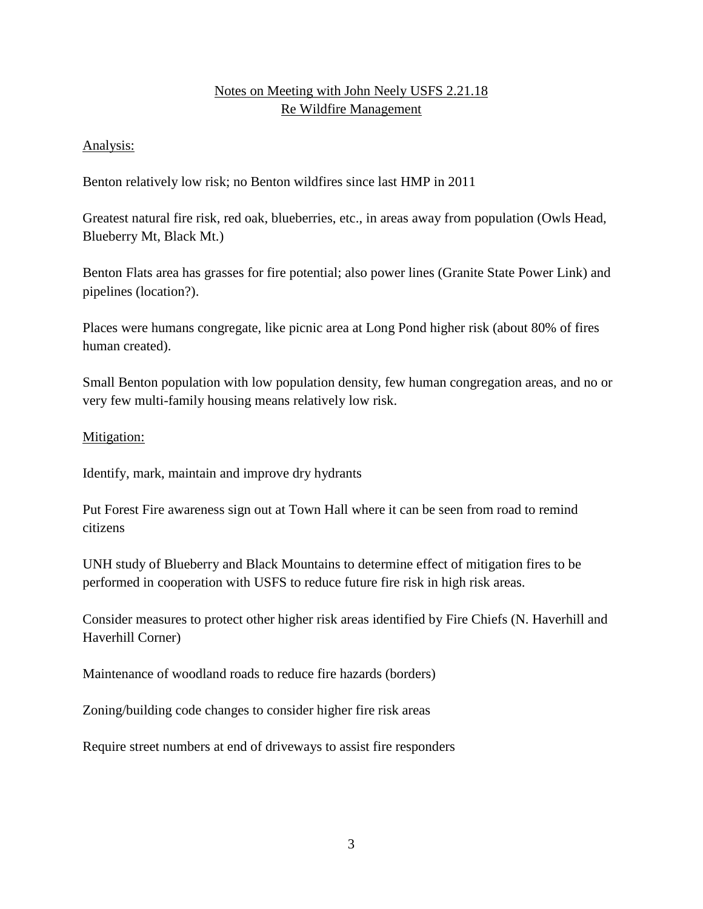# Notes on Meeting with John Neely USFS 2.21.18
# Re Wildfire Management

## Analysis:

Benton relatively low risk; no Benton wildfires since last HMP in 2011

Greatest natural fire risk, red oak, blueberries, etc., in areas away from population (Owls Head, Blueberry Mt, Black Mt.)

Benton Flats area has grasses for fire potential; also power lines (Granite State Power Link) and pipelines (location?).

Places were humans congregate, like picnic area at Long Pond higher risk (about 80% of fires human created).

Small Benton population with low population density, few human congregation areas, and no or very few multi-family housing means relatively low risk.

## Mitigation:

Identify, mark, maintain and improve dry hydrants

Put Forest Fire awareness sign out at Town Hall where it can be seen from road to remind citizens

UNH study of Blueberry and Black Mountains to determine effect of mitigation fires to be performed in cooperation with USFS to reduce future fire risk in high risk areas.

Consider measures to protect other higher risk areas identified by Fire Chiefs (N. Haverhill and Haverhill Corner)

Maintenance of woodland roads to reduce fire hazards (borders)

Zoning/building code changes to consider higher fire risk areas

Require street numbers at end of driveways to assist fire responders